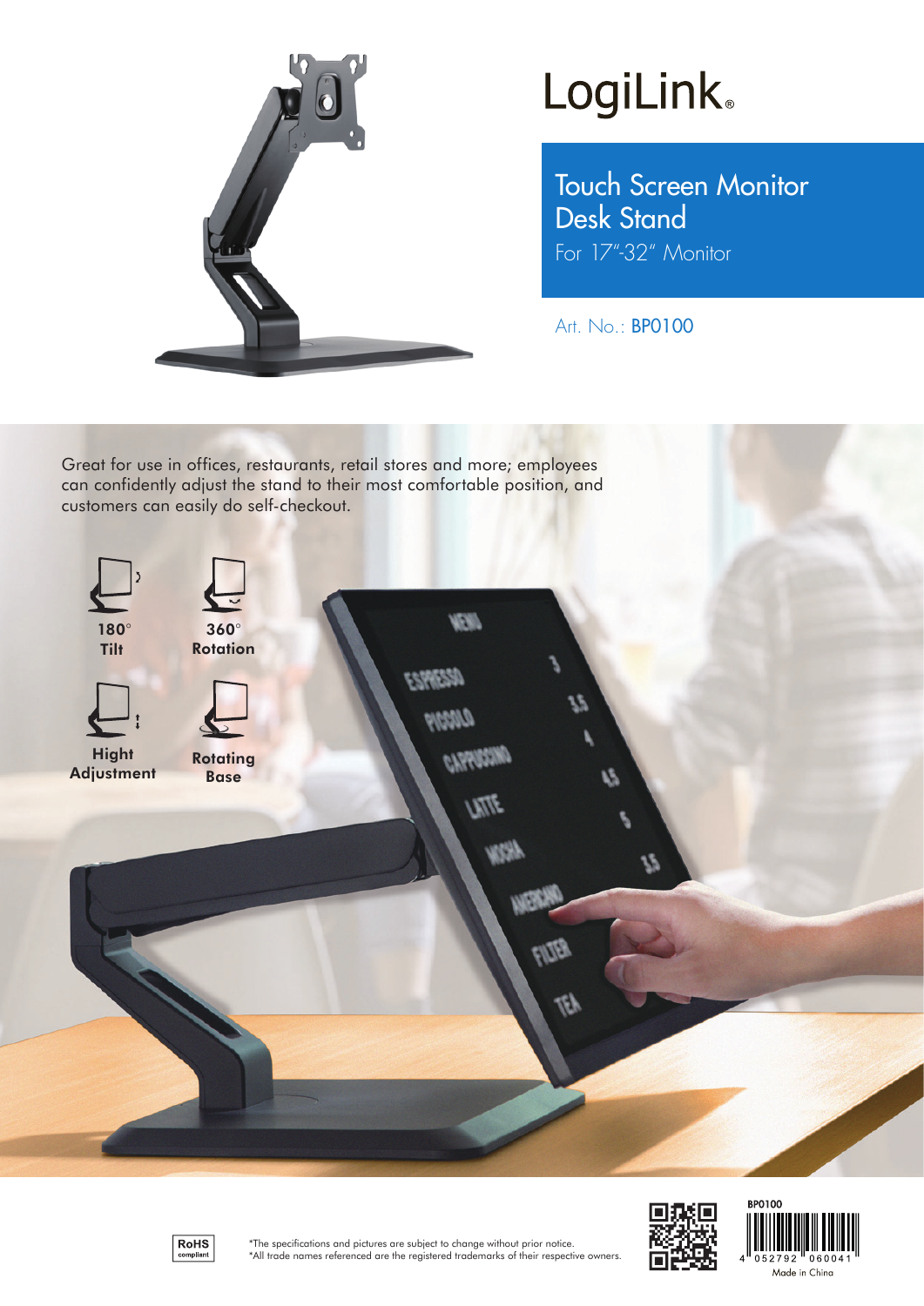# LogiLink®

## Touch Screen Monitor Desk Stand

For 17"-32" Monitor

Art. No.: **BP0100**

Great for use in offices, restaurants, retail stores and more; employees can confidently adjust the stand to their most comfortable position, and customers can easily do self-checkout.

- **180° Tilt**
- **360° Rotation**
- **Hight Adjustment**
- **Rotating Base**

RoHS compliant

*The specifications and pictures are subject to change without prior notice.
*All trade names referenced are the registered trademarks of their respective owners.

BP0100

4 052792 060041

Made in China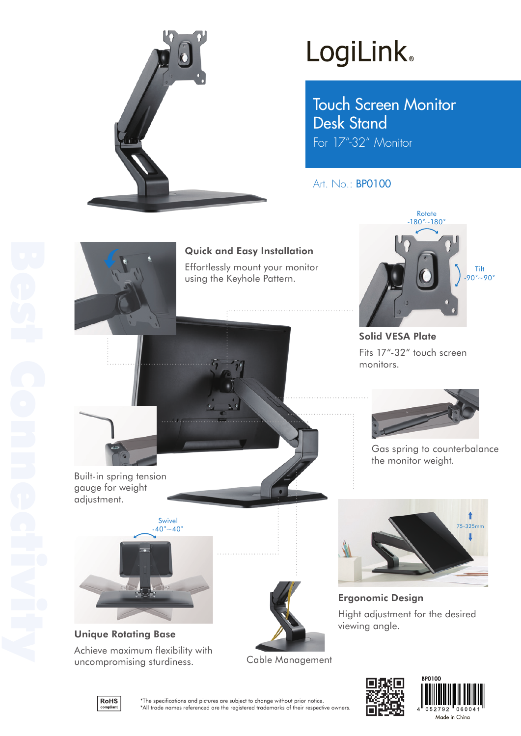# LogiLink®

## Touch Screen Monitor Desk Stand

For 17"-32" Monitor

Art. No.: BP0100

Best Connectivity

### Quick and Easy Installation

Effortlessly mount your monitor using the Keyhole Pattern.

Rotate -180°~180°

Tilt -90°~90°

### Solid VESA Plate

Fits 17"-32" touch screen monitors.

Gas spring to counterbalance the monitor weight.

Built-in spring tension gauge for weight adjustment.

Swivel -40°~40°

### Unique Rotating Base

Achieve maximum flexibility with uncompromising sturdiness.

Cable Management

75-325mm

### Ergonomic Design

Hight adjustment for the desired viewing angle.

RoHS compliant

*The specifications and pictures are subject to change without prior notice.
*All trade names referenced are the registered trademarks of their respective owners.

BP0100

4 052792 060041

Made in China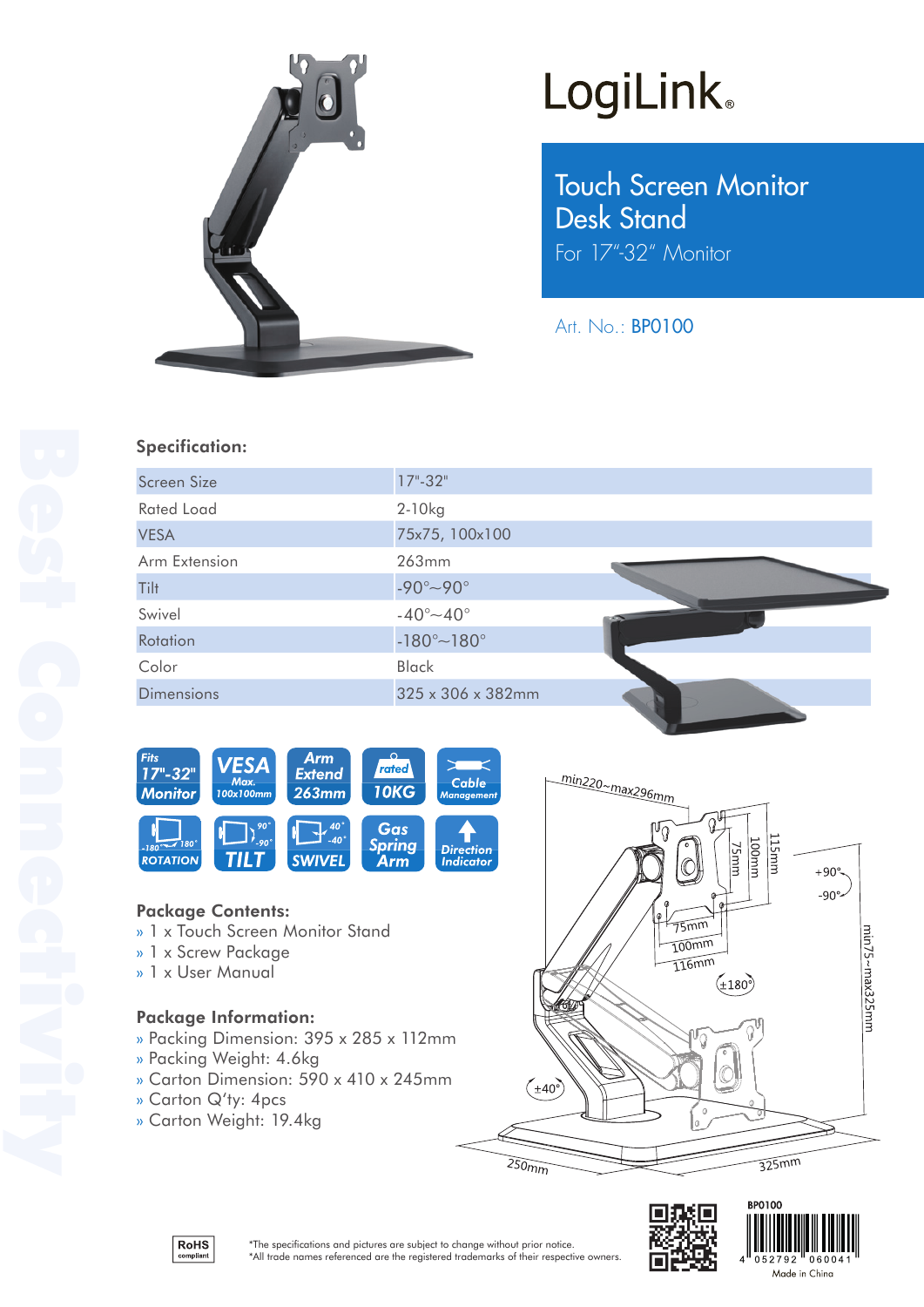# LogiLink

## Touch Screen Monitor Desk Stand

For 17"-32" Monitor

Art. No.: BP0100

### Specification:

| | |
|---|---|
| Screen Size | 17"-32" |
| Rated Load | 2-10kg |
| VESA | 75x75, 100x100 |
| Arm Extension | 263mm |
| Tilt | -90°~90° |
| Swivel | -40°~40° |
| Rotation | -180°~180° |
| Color | Black |
| Dimensions | 325 x 306 x 382mm |

Fits 17"-32" Monitor
VESA Max. 100x100mm
Arm Extend 263mm
rated 10KG
Cable Management
-180° 180° ROTATION
90° -90° TILT
40° -40° SWIVEL
Gas Spring Arm
Direction Indicator

### Package Contents:

» 1 x Touch Screen Monitor Stand
» 1 x Screw Package
» 1 x User Manual

### Package Information:

» Packing Dimension: 395 x 285 x 112mm
» Packing Weight: 4.6kg
» Carton Dimension: 590 x 410 x 245mm
» Carton Q'ty: 4pcs
» Carton Weight: 19.4kg

min220~max296mm
75mm
100mm
115mm
75mm
100mm
116mm
+90°
-90°
±180°
±40°
min75~max325mm
250mm
325mm

Best Connectivity

RoHS compliant

*The specifications and pictures are subject to change without prior notice.
*All trade names referenced are the registered trademarks of their respective owners.

BP0100
4 052792 060041
Made in China